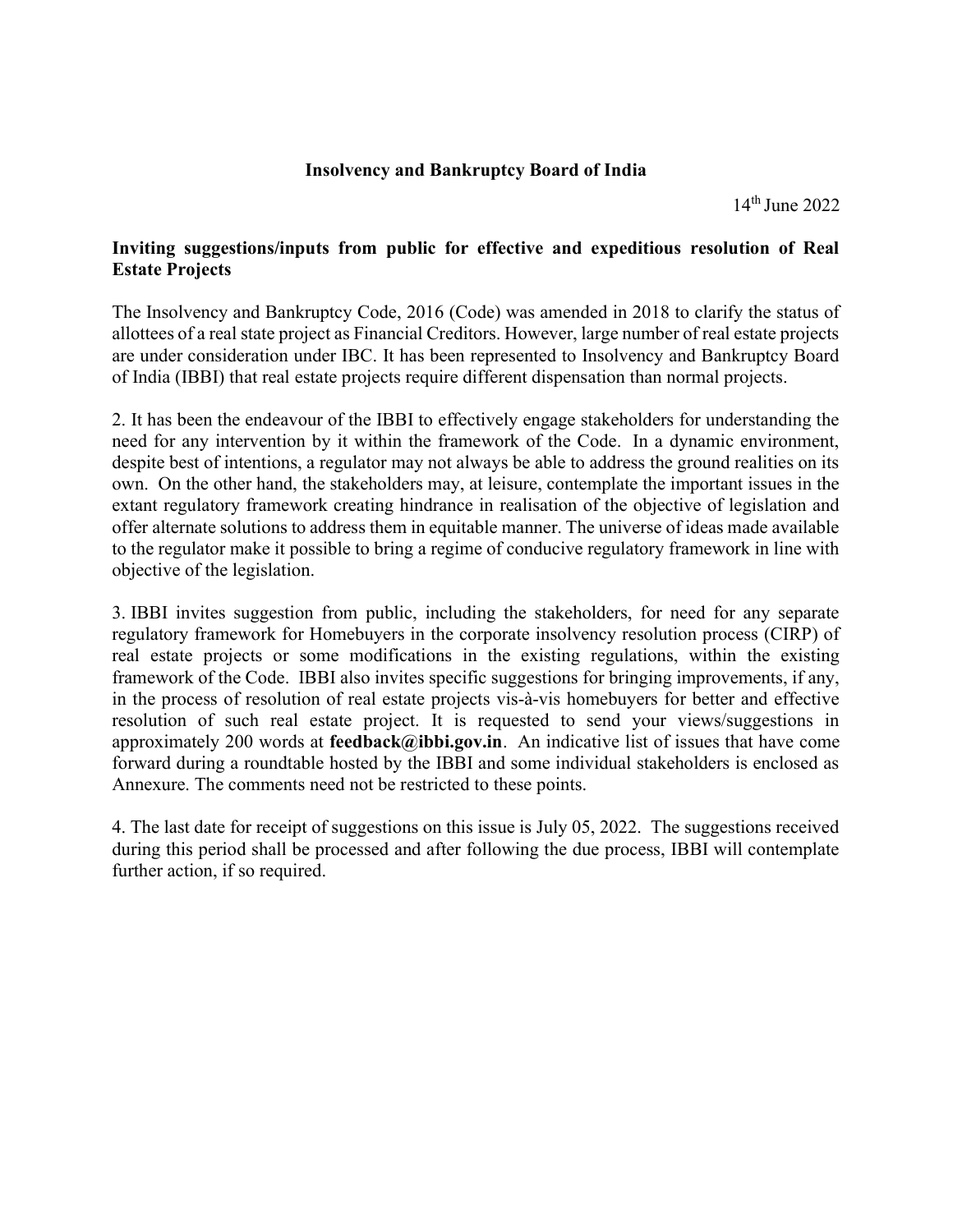**Insolvency and Bankruptcy Board of India**

14th June 2022

**Inviting suggestions/inputs from public for effective and expeditious resolution of Real Estate Projects**

The Insolvency and Bankruptcy Code, 2016 (Code) was amended in 2018 to clarify the status of allottees of a real state project as Financial Creditors. However, large number of real estate projects are under consideration under IBC. It has been represented to Insolvency and Bankruptcy Board of India (IBBI) that real estate projects require different dispensation than normal projects.

2. It has been the endeavour of the IBBI to effectively engage stakeholders for understanding the need for any intervention by it within the framework of the Code. In a dynamic environment, despite best of intentions, a regulator may not always be able to address the ground realities on its own. On the other hand, the stakeholders may, at leisure, contemplate the important issues in the extant regulatory framework creating hindrance in realisation of the objective of legislation and offer alternate solutions to address them in equitable manner. The universe of ideas made available to the regulator make it possible to bring a regime of conducive regulatory framework in line with objective of the legislation.

3. IBBI invites suggestion from public, including the stakeholders, for need for any separate regulatory framework for Homebuyers in the corporate insolvency resolution process (CIRP) of real estate projects or some modifications in the existing regulations, within the existing framework of the Code. IBBI also invites specific suggestions for bringing improvements, if any, in the process of resolution of real estate projects vis-à-vis homebuyers for better and effective resolution of such real estate project. It is requested to send your views/suggestions in approximately 200 words at **feedback@ibbi.gov.in**. An indicative list of issues that have come forward during a roundtable hosted by the IBBI and some individual stakeholders is enclosed as Annexure. The comments need not be restricted to these points.

4. The last date for receipt of suggestions on this issue is July 05, 2022. The suggestions received during this period shall be processed and after following the due process, IBBI will contemplate further action, if so required.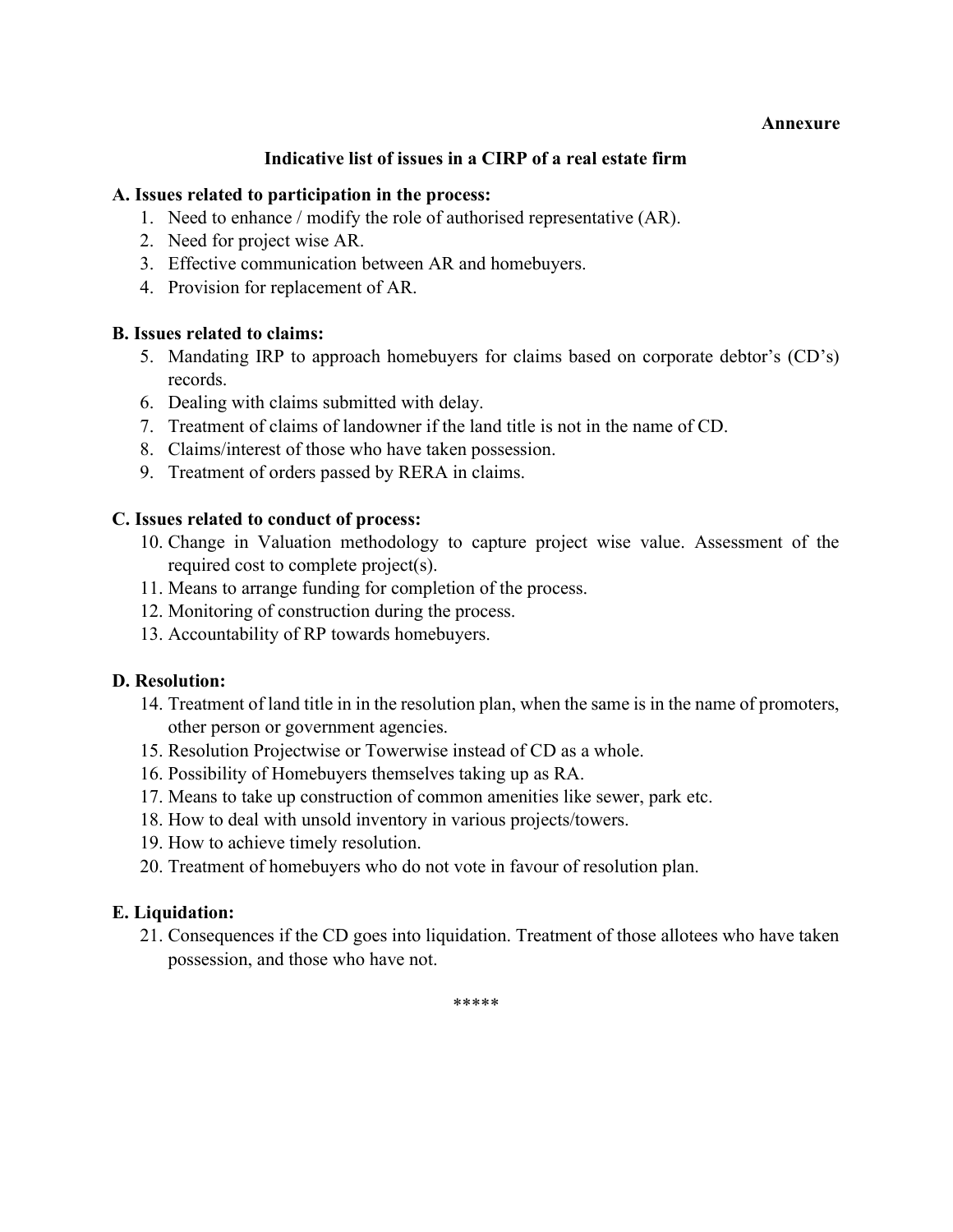**Annexure**

## Indicative list of issues in a CIRP of a real estate firm

### A. Issues related to participation in the process:

1. Need to enhance / modify the role of authorised representative (AR).
2. Need for project wise AR.
3. Effective communication between AR and homebuyers.
4. Provision for replacement of AR.

### B. Issues related to claims:

5. Mandating IRP to approach homebuyers for claims based on corporate debtor's (CD's) records.
6. Dealing with claims submitted with delay.
7. Treatment of claims of landowner if the land title is not in the name of CD.
8. Claims/interest of those who have taken possession.
9. Treatment of orders passed by RERA in claims.

### C. Issues related to conduct of process:

10. Change in Valuation methodology to capture project wise value. Assessment of the required cost to complete project(s).
11. Means to arrange funding for completion of the process.
12. Monitoring of construction during the process.
13. Accountability of RP towards homebuyers.

### D. Resolution:

14. Treatment of land title in in the resolution plan, when the same is in the name of promoters, other person or government agencies.
15. Resolution Projectwise or Towerwise instead of CD as a whole.
16. Possibility of Homebuyers themselves taking up as RA.
17. Means to take up construction of common amenities like sewer, park etc.
18. How to deal with unsold inventory in various projects/towers.
19. How to achieve timely resolution.
20. Treatment of homebuyers who do not vote in favour of resolution plan.

### E. Liquidation:

21. Consequences if the CD goes into liquidation. Treatment of those allotees who have taken possession, and those who have not.

*****